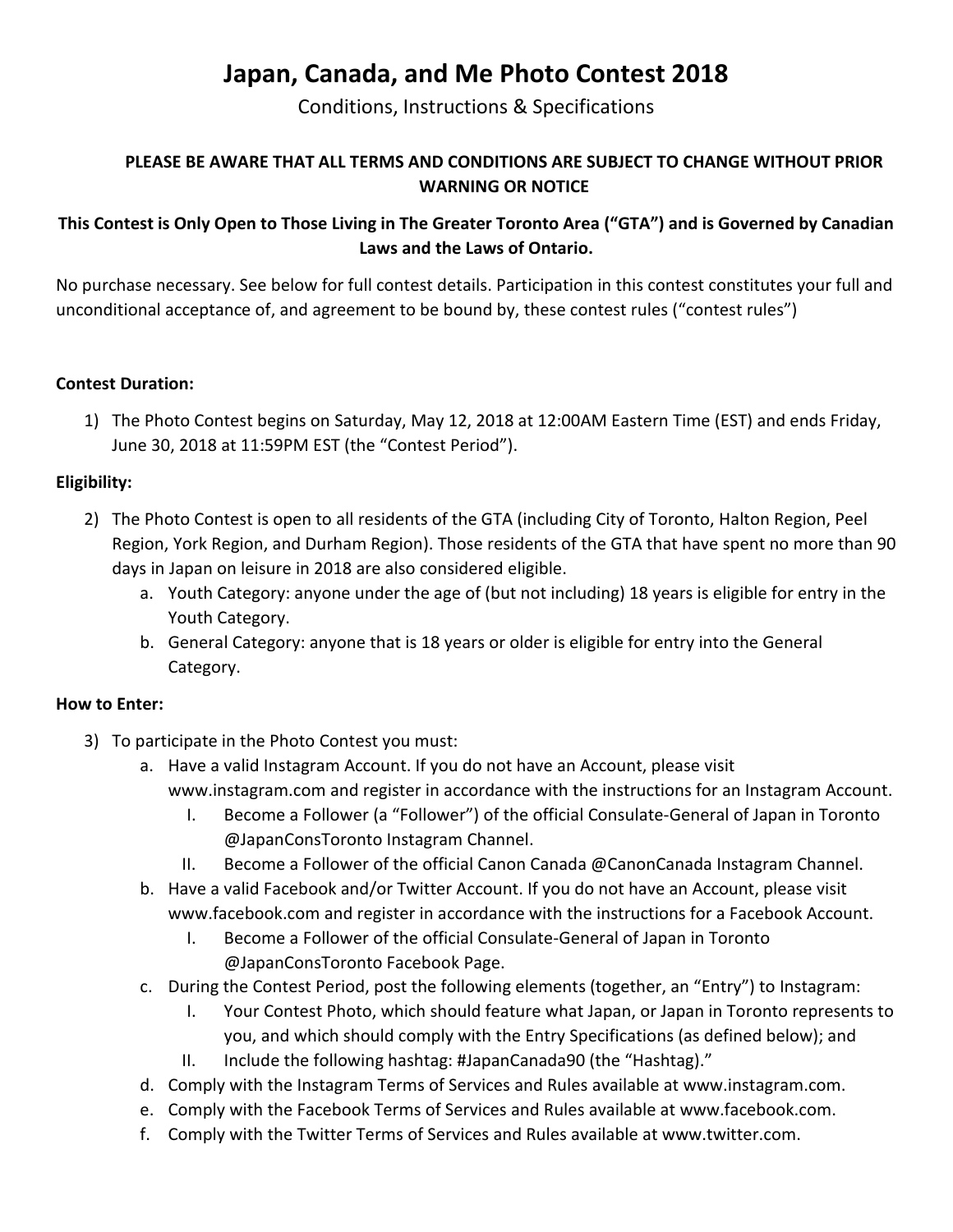# Japan, Canada, and Me Photo Contest 2018

Conditions, Instructions & Specifications

**PLEASE BE AWARE THAT ALL TERMS AND CONDITIONS ARE SUBJECT TO CHANGE WITHOUT PRIOR WARNING OR NOTICE**

**This Contest is Only Open to Those Living in The Greater Toronto Area ("GTA") and is Governed by Canadian Laws and the Laws of Ontario.**

No purchase necessary. See below for full contest details. Participation in this contest constitutes your full and unconditional acceptance of, and agreement to be bound by, these contest rules ("contest rules")

**Contest Duration:**

1) The Photo Contest begins on Saturday, May 12, 2018 at 12:00AM Eastern Time (EST) and ends Friday, June 30, 2018 at 11:59PM EST (the "Contest Period").

**Eligibility:**

2) The Photo Contest is open to all residents of the GTA (including City of Toronto, Halton Region, Peel Region, York Region, and Durham Region). Those residents of the GTA that have spent no more than 90 days in Japan on leisure in 2018 are also considered eligible.
   a. Youth Category: anyone under the age of (but not including) 18 years is eligible for entry in the Youth Category.
   b. General Category: anyone that is 18 years or older is eligible for entry into the General Category.

**How to Enter:**

3) To participate in the Photo Contest you must:
   a. Have a valid Instagram Account. If you do not have an Account, please visit www.instagram.com and register in accordance with the instructions for an Instagram Account.
      I. Become a Follower (a "Follower") of the official Consulate-General of Japan in Toronto @JapanConsToronto Instagram Channel.
      II. Become a Follower of the official Canon Canada @CanonCanada Instagram Channel.
   b. Have a valid Facebook and/or Twitter Account. If you do not have an Account, please visit www.facebook.com and register in accordance with the instructions for a Facebook Account.
      I. Become a Follower of the official Consulate-General of Japan in Toronto @JapanConsToronto Facebook Page.
   c. During the Contest Period, post the following elements (together, an "Entry") to Instagram:
      I. Your Contest Photo, which should feature what Japan, or Japan in Toronto represents to you, and which should comply with the Entry Specifications (as defined below); and
      II. Include the following hashtag: #JapanCanada90 (the "Hashtag)."
   d. Comply with the Instagram Terms of Services and Rules available at www.instagram.com.
   e. Comply with the Facebook Terms of Services and Rules available at www.facebook.com.
   f. Comply with the Twitter Terms of Services and Rules available at www.twitter.com.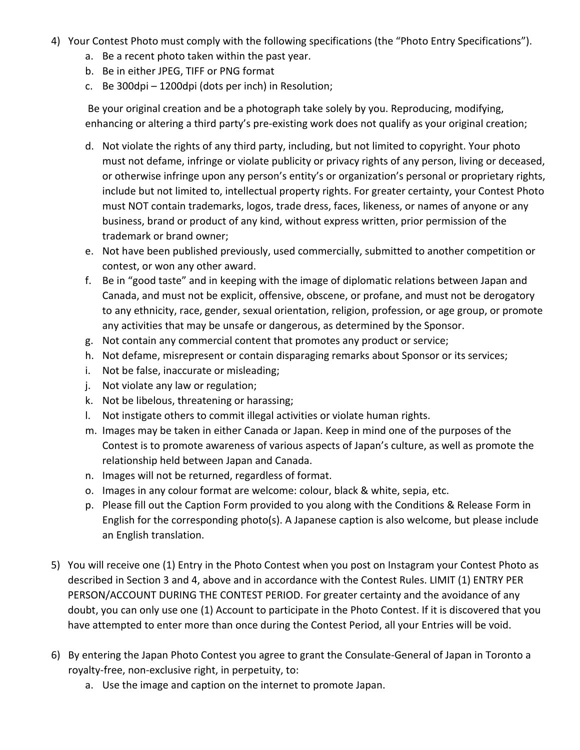4) Your Contest Photo must comply with the following specifications (the "Photo Entry Specifications").
    a. Be a recent photo taken within the past year.
    b. Be in either JPEG, TIFF or PNG format
    c. Be 300dpi – 1200dpi (dots per inch) in Resolution;

    Be your original creation and be a photograph take solely by you. Reproducing, modifying, enhancing or altering a third party's pre-existing work does not qualify as your original creation;

    d. Not violate the rights of any third party, including, but not limited to copyright. Your photo must not defame, infringe or violate publicity or privacy rights of any person, living or deceased, or otherwise infringe upon any person's entity's or organization's personal or proprietary rights, include but not limited to, intellectual property rights. For greater certainty, your Contest Photo must NOT contain trademarks, logos, trade dress, faces, likeness, or names of anyone or any business, brand or product of any kind, without express written, prior permission of the trademark or brand owner;
    e. Not have been published previously, used commercially, submitted to another competition or contest, or won any other award.
    f. Be in "good taste" and in keeping with the image of diplomatic relations between Japan and Canada, and must not be explicit, offensive, obscene, or profane, and must not be derogatory to any ethnicity, race, gender, sexual orientation, religion, profession, or age group, or promote any activities that may be unsafe or dangerous, as determined by the Sponsor.
    g. Not contain any commercial content that promotes any product or service;
    h. Not defame, misrepresent or contain disparaging remarks about Sponsor or its services;
    i. Not be false, inaccurate or misleading;
    j. Not violate any law or regulation;
    k. Not be libelous, threatening or harassing;
    l. Not instigate others to commit illegal activities or violate human rights.
    m. Images may be taken in either Canada or Japan. Keep in mind one of the purposes of the Contest is to promote awareness of various aspects of Japan's culture, as well as promote the relationship held between Japan and Canada.
    n. Images will not be returned, regardless of format.
    o. Images in any colour format are welcome: colour, black & white, sepia, etc.
    p. Please fill out the Caption Form provided to you along with the Conditions & Release Form in English for the corresponding photo(s). A Japanese caption is also welcome, but please include an English translation.

5) You will receive one (1) Entry in the Photo Contest when you post on Instagram your Contest Photo as described in Section 3 and 4, above and in accordance with the Contest Rules. LIMIT (1) ENTRY PER PERSON/ACCOUNT DURING THE CONTEST PERIOD. For greater certainty and the avoidance of any doubt, you can only use one (1) Account to participate in the Photo Contest. If it is discovered that you have attempted to enter more than once during the Contest Period, all your Entries will be void.

6) By entering the Japan Photo Contest you agree to grant the Consulate-General of Japan in Toronto a royalty-free, non-exclusive right, in perpetuity, to:
    a. Use the image and caption on the internet to promote Japan.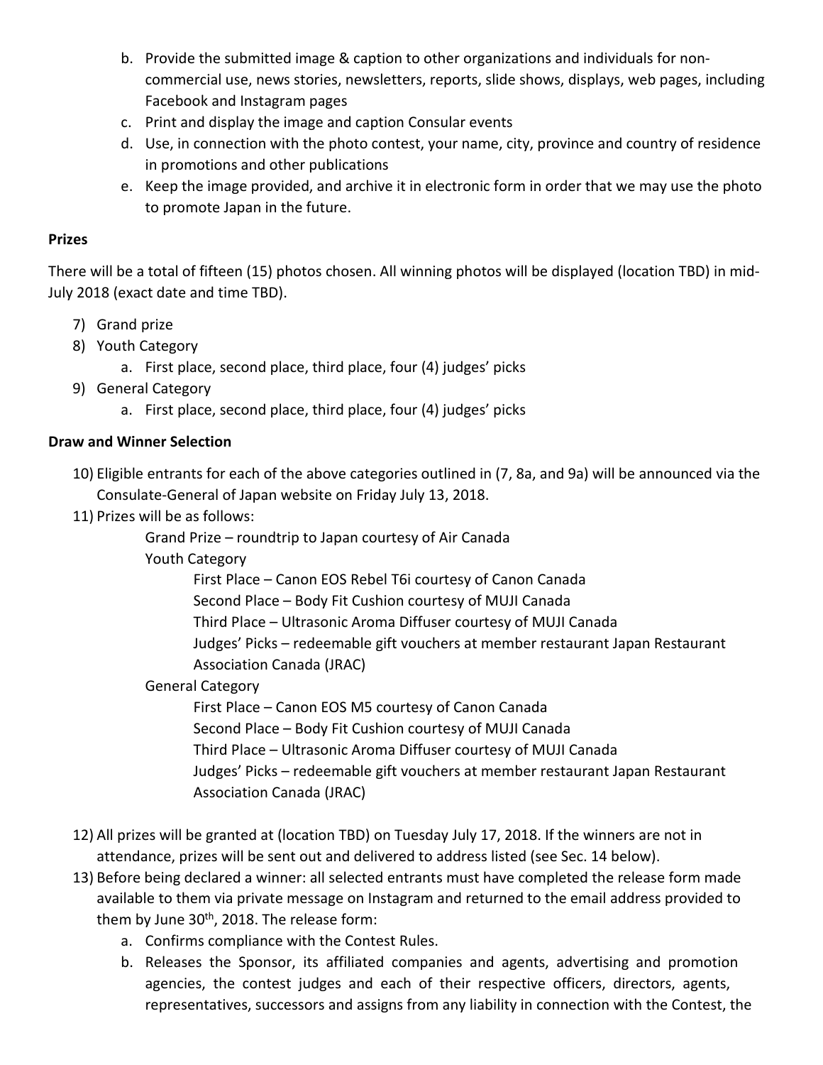b. Provide the submitted image & caption to other organizations and individuals for non-commercial use, news stories, newsletters, reports, slide shows, displays, web pages, including Facebook and Instagram pages
c. Print and display the image and caption Consular events
d. Use, in connection with the photo contest, your name, city, province and country of residence in promotions and other publications
e. Keep the image provided, and archive it in electronic form in order that we may use the photo to promote Japan in the future.

**Prizes**

There will be a total of fifteen (15) photos chosen. All winning photos will be displayed (location TBD) in mid-July 2018 (exact date and time TBD).

7) Grand prize
8) Youth Category
   a. First place, second place, third place, four (4) judges' picks
9) General Category
   a. First place, second place, third place, four (4) judges' picks

**Draw and Winner Selection**

10) Eligible entrants for each of the above categories outlined in (7, 8a, and 9a) will be announced via the Consulate-General of Japan website on Friday July 13, 2018.
11) Prizes will be as follows:
    - Grand Prize – roundtrip to Japan courtesy of Air Canada
    - Youth Category
      - First Place – Canon EOS Rebel T6i courtesy of Canon Canada
      - Second Place – Body Fit Cushion courtesy of MUJI Canada
      - Third Place – Ultrasonic Aroma Diffuser courtesy of MUJI Canada
      - Judges' Picks – redeemable gift vouchers at member restaurant Japan Restaurant Association Canada (JRAC)
    - General Category
      - First Place – Canon EOS M5 courtesy of Canon Canada
      - Second Place – Body Fit Cushion courtesy of MUJI Canada
      - Third Place – Ultrasonic Aroma Diffuser courtesy of MUJI Canada
      - Judges' Picks – redeemable gift vouchers at member restaurant Japan Restaurant Association Canada (JRAC)

12) All prizes will be granted at (location TBD) on Tuesday July 17, 2018. If the winners are not in attendance, prizes will be sent out and delivered to address listed (see Sec. 14 below).
13) Before being declared a winner: all selected entrants must have completed the release form made available to them via private message on Instagram and returned to the email address provided to them by June 30th, 2018. The release form:
    a. Confirms compliance with the Contest Rules.
    b. Releases the Sponsor, its affiliated companies and agents, advertising and promotion agencies, the contest judges and each of their respective officers, directors, agents, representatives, successors and assigns from any liability in connection with the Contest, the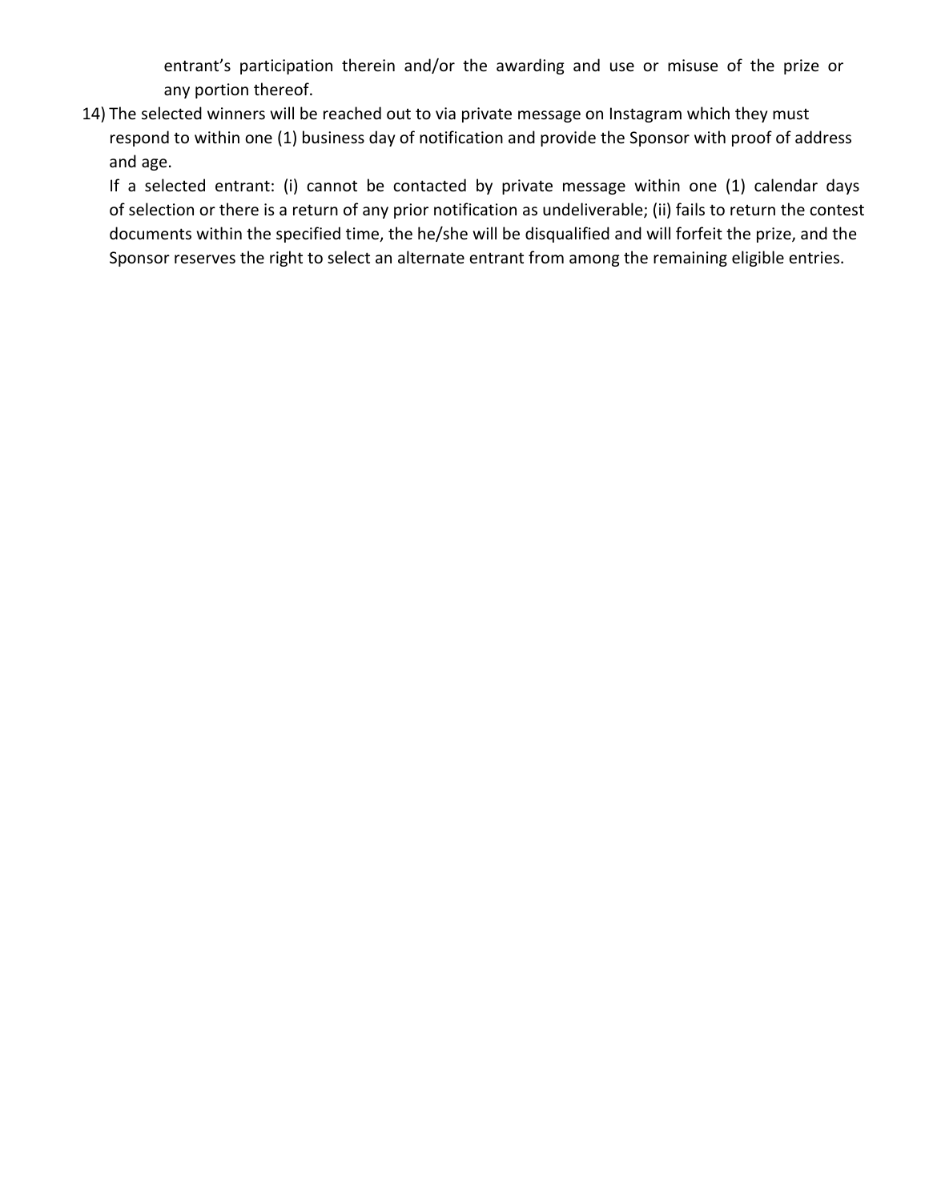entrant's participation therein and/or the awarding and use or misuse of the prize or any portion thereof.

14) The selected winners will be reached out to via private message on Instagram which they must respond to within one (1) business day of notification and provide the Sponsor with proof of address and age.

    If a selected entrant: (i) cannot be contacted by private message within one (1) calendar days of selection or there is a return of any prior notification as undeliverable; (ii) fails to return the contest documents within the specified time, the he/she will be disqualified and will forfeit the prize, and the Sponsor reserves the right to select an alternate entrant from among the remaining eligible entries.